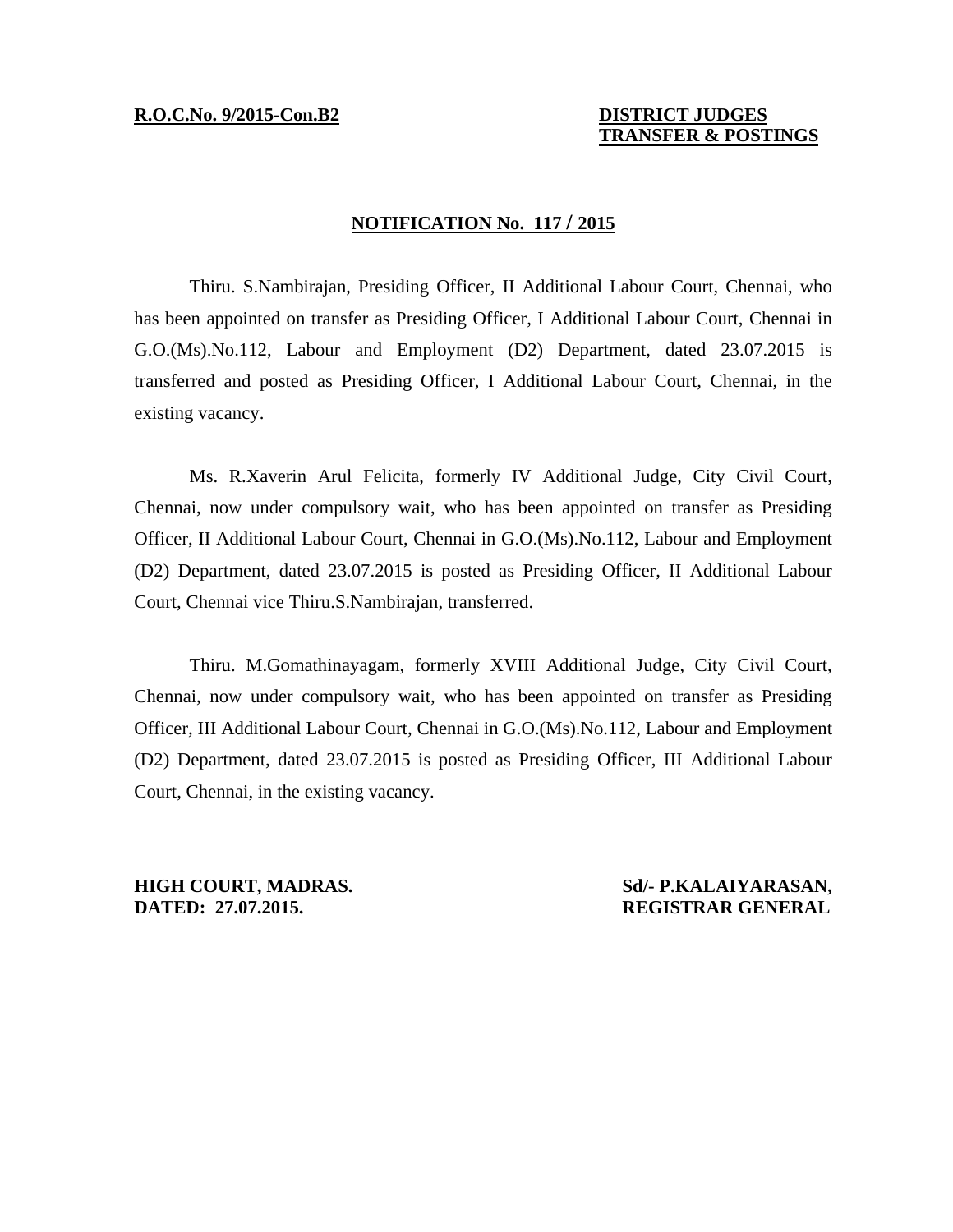**R.O.C.No. 9/2015-Con.B2**

**DISTRICT JUDGES**
**TRANSFER & POSTINGS**

**NOTIFICATION No. 117 / 2015**

Thiru. S.Nambirajan, Presiding Officer, II Additional Labour Court, Chennai, who has been appointed on transfer as Presiding Officer, I Additional Labour Court, Chennai in G.O.(Ms).No.112, Labour and Employment (D2) Department, dated 23.07.2015 is transferred and posted as Presiding Officer, I Additional Labour Court, Chennai, in the existing vacancy.

Ms. R.Xaverin Arul Felicita, formerly IV Additional Judge, City Civil Court, Chennai, now under compulsory wait, who has been appointed on transfer as Presiding Officer, II Additional Labour Court, Chennai in G.O.(Ms).No.112, Labour and Employment (D2) Department, dated 23.07.2015 is posted as Presiding Officer, II Additional Labour Court, Chennai vice Thiru.S.Nambirajan, transferred.

Thiru. M.Gomathinayagam, formerly XVIII Additional Judge, City Civil Court, Chennai, now under compulsory wait, who has been appointed on transfer as Presiding Officer, III Additional Labour Court, Chennai in G.O.(Ms).No.112, Labour and Employment (D2) Department, dated 23.07.2015 is posted as Presiding Officer, III Additional Labour Court, Chennai, in the existing vacancy.

**HIGH COURT, MADRAS.**
**DATED: 27.07.2015.**

**Sd/- P.KALAIYARASAN,**
**REGISTRAR GENERAL**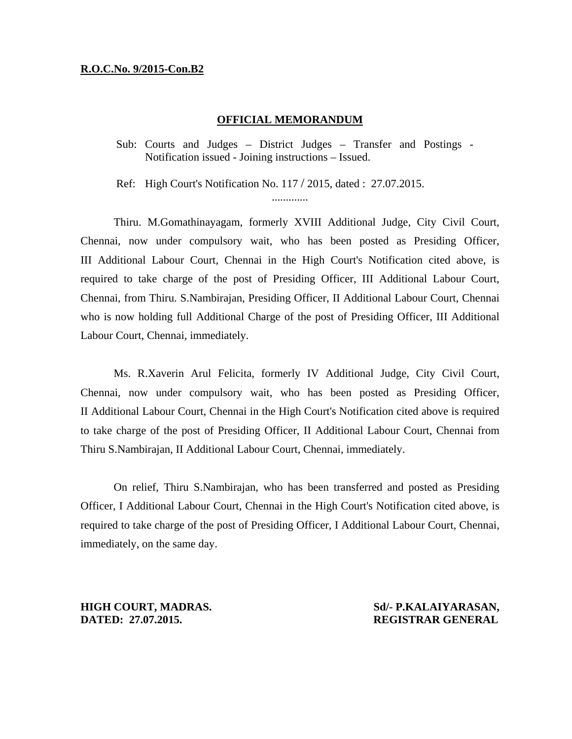**R.O.C.No. 9/2015-Con.B2**

## OFFICIAL MEMORANDUM

Sub: Courts and Judges – District Judges – Transfer and Postings - Notification issued - Joining instructions – Issued.

Ref: High Court's Notification No. 117 / 2015, dated : 27.07.2015.

.............

Thiru. M.Gomathinayagam, formerly XVIII Additional Judge, City Civil Court, Chennai, now under compulsory wait, who has been posted as Presiding Officer, III Additional Labour Court, Chennai in the High Court's Notification cited above, is required to take charge of the post of Presiding Officer, III Additional Labour Court, Chennai, from Thiru. S.Nambirajan, Presiding Officer, II Additional Labour Court, Chennai who is now holding full Additional Charge of the post of Presiding Officer, III Additional Labour Court, Chennai, immediately.

Ms. R.Xaverin Arul Felicita, formerly IV Additional Judge, City Civil Court, Chennai, now under compulsory wait, who has been posted as Presiding Officer, II Additional Labour Court, Chennai in the High Court's Notification cited above is required to take charge of the post of Presiding Officer, II Additional Labour Court, Chennai from Thiru S.Nambirajan, II Additional Labour Court, Chennai, immediately.

On relief, Thiru S.Nambirajan, who has been transferred and posted as Presiding Officer, I Additional Labour Court, Chennai in the High Court's Notification cited above, is required to take charge of the post of Presiding Officer, I Additional Labour Court, Chennai, immediately, on the same day.

**HIGH COURT, MADRAS.**
**DATED: 27.07.2015.**

**Sd/- P.KALAIYARASAN,**
**REGISTRAR GENERAL**